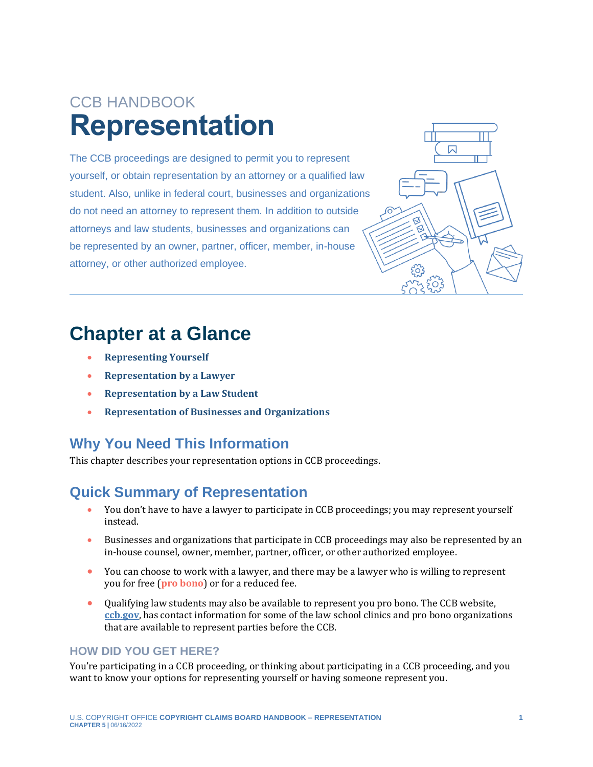CCB HANDBOOK

# Representation

The CCB proceedings are designed to permit you to represent yourself, or obtain representation by an attorney or a qualified law student. Also, unlike in federal court, businesses and organizations do not need an attorney to represent them. In addition to outside attorneys and law students, businesses and organizations can be represented by an owner, partner, officer, member, in-house attorney, or other authorized employee.

## Chapter at a Glance

- **Representing Yourself**
- **Representation by a Lawyer**
- **Representation by a Law Student**
- **Representation of Businesses and Organizations**

## Why You Need This Information

This chapter describes your representation options in CCB proceedings.

## Quick Summary of Representation

- You don't have to have a lawyer to participate in CCB proceedings; you may represent yourself instead.
- Businesses and organizations that participate in CCB proceedings may also be represented by an in-house counsel, owner, member, partner, officer, or other authorized employee.
- You can choose to work with a lawyer, and there may be a lawyer who is willing to represent you for free (**pro bono**) or for a reduced fee.
- Qualifying law students may also be available to represent you pro bono. The CCB website, **ccb.gov**, has contact information for some of the law school clinics and pro bono organizations that are available to represent parties before the CCB.

### HOW DID YOU GET HERE?

You're participating in a CCB proceeding, or thinking about participating in a CCB proceeding, and you want to know your options for representing yourself or having someone represent you.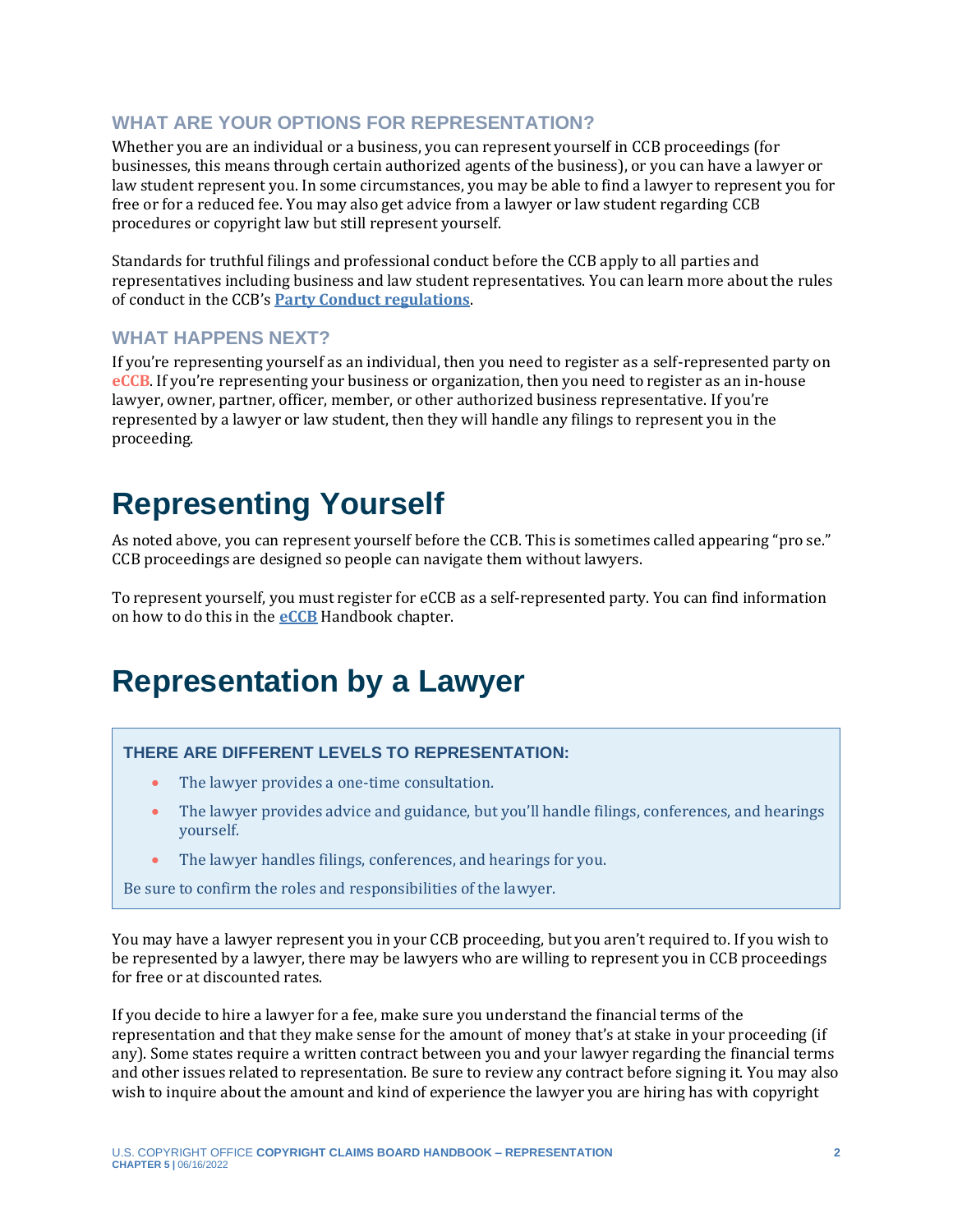### WHAT ARE YOUR OPTIONS FOR REPRESENTATION?

Whether you are an individual or a business, you can represent yourself in CCB proceedings (for businesses, this means through certain authorized agents of the business), or you can have a lawyer or law student represent you. In some circumstances, you may be able to find a lawyer to represent you for free or for a reduced fee. You may also get advice from a lawyer or law student regarding CCB procedures or copyright law but still represent yourself.

Standards for truthful filings and professional conduct before the CCB apply to all parties and representatives including business and law student representatives. You can learn more about the rules of conduct in the CCB's **Party Conduct regulations**.

### WHAT HAPPENS NEXT?

If you're representing yourself as an individual, then you need to register as a self-represented party on **eCCB**. If you're representing your business or organization, then you need to register as an in-house lawyer, owner, partner, officer, member, or other authorized business representative. If you're represented by a lawyer or law student, then they will handle any filings to represent you in the proceeding.

# Representing Yourself

As noted above, you can represent yourself before the CCB. This is sometimes called appearing "pro se." CCB proceedings are designed so people can navigate them without lawyers.

To represent yourself, you must register for eCCB as a self-represented party. You can find information on how to do this in the **eCCB** Handbook chapter.

# Representation by a Lawyer

**THERE ARE DIFFERENT LEVELS TO REPRESENTATION:**

- The lawyer provides a one-time consultation.
- The lawyer provides advice and guidance, but you'll handle filings, conferences, and hearings yourself.
- The lawyer handles filings, conferences, and hearings for you.

Be sure to confirm the roles and responsibilities of the lawyer.

You may have a lawyer represent you in your CCB proceeding, but you aren't required to. If you wish to be represented by a lawyer, there may be lawyers who are willing to represent you in CCB proceedings for free or at discounted rates.

If you decide to hire a lawyer for a fee, make sure you understand the financial terms of the representation and that they make sense for the amount of money that's at stake in your proceeding (if any). Some states require a written contract between you and your lawyer regarding the financial terms and other issues related to representation. Be sure to review any contract before signing it. You may also wish to inquire about the amount and kind of experience the lawyer you are hiring has with copyright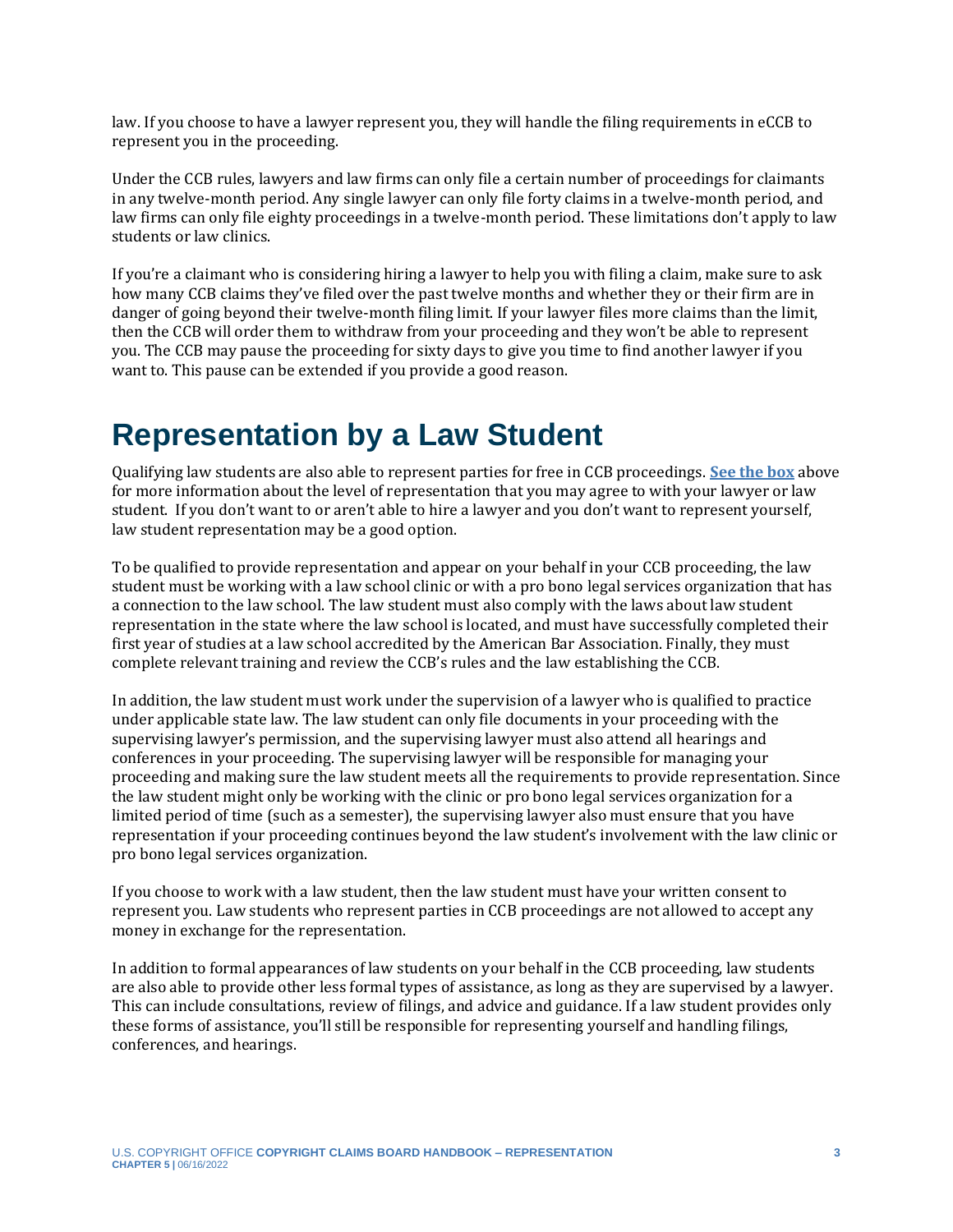law. If you choose to have a lawyer represent you, they will handle the filing requirements in eCCB to represent you in the proceeding.

Under the CCB rules, lawyers and law firms can only file a certain number of proceedings for claimants in any twelve-month period. Any single lawyer can only file forty claims in a twelve-month period, and law firms can only file eighty proceedings in a twelve-month period. These limitations don't apply to law students or law clinics.

If you're a claimant who is considering hiring a lawyer to help you with filing a claim, make sure to ask how many CCB claims they've filed over the past twelve months and whether they or their firm are in danger of going beyond their twelve-month filing limit. If your lawyer files more claims than the limit, then the CCB will order them to withdraw from your proceeding and they won't be able to represent you. The CCB may pause the proceeding for sixty days to give you time to find another lawyer if you want to. This pause can be extended if you provide a good reason.

# Representation by a Law Student

Qualifying law students are also able to represent parties for free in CCB proceedings. **See the box** above for more information about the level of representation that you may agree to with your lawyer or law student. If you don't want to or aren't able to hire a lawyer and you don't want to represent yourself, law student representation may be a good option.

To be qualified to provide representation and appear on your behalf in your CCB proceeding, the law student must be working with a law school clinic or with a pro bono legal services organization that has a connection to the law school. The law student must also comply with the laws about law student representation in the state where the law school is located, and must have successfully completed their first year of studies at a law school accredited by the American Bar Association. Finally, they must complete relevant training and review the CCB's rules and the law establishing the CCB.

In addition, the law student must work under the supervision of a lawyer who is qualified to practice under applicable state law. The law student can only file documents in your proceeding with the supervising lawyer's permission, and the supervising lawyer must also attend all hearings and conferences in your proceeding. The supervising lawyer will be responsible for managing your proceeding and making sure the law student meets all the requirements to provide representation. Since the law student might only be working with the clinic or pro bono legal services organization for a limited period of time (such as a semester), the supervising lawyer also must ensure that you have representation if your proceeding continues beyond the law student's involvement with the law clinic or pro bono legal services organization.

If you choose to work with a law student, then the law student must have your written consent to represent you. Law students who represent parties in CCB proceedings are not allowed to accept any money in exchange for the representation.

In addition to formal appearances of law students on your behalf in the CCB proceeding, law students are also able to provide other less formal types of assistance, as long as they are supervised by a lawyer. This can include consultations, review of filings, and advice and guidance. If a law student provides only these forms of assistance, you'll still be responsible for representing yourself and handling filings, conferences, and hearings.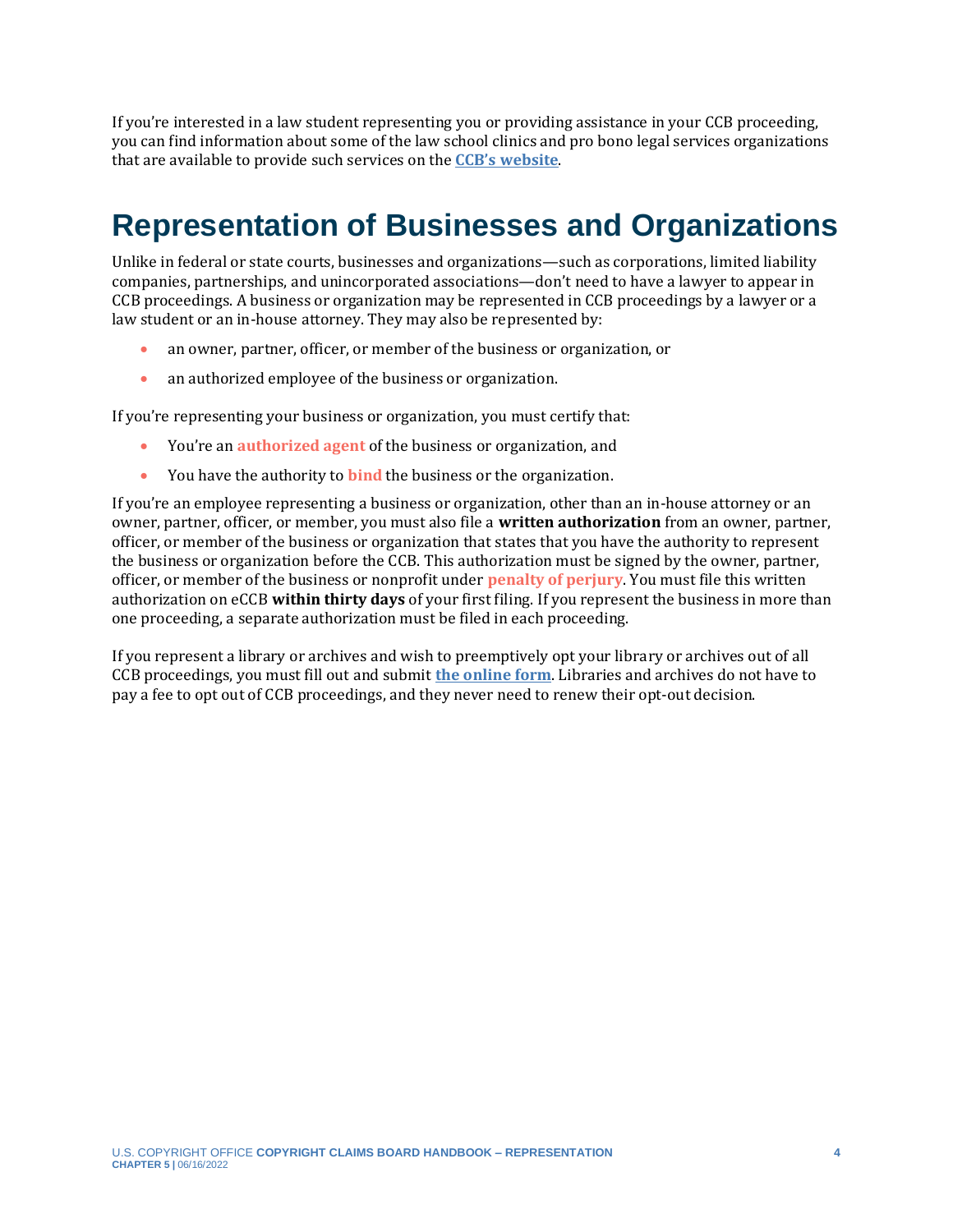If you're interested in a law student representing you or providing assistance in your CCB proceeding, you can find information about some of the law school clinics and pro bono legal services organizations that are available to provide such services on the **CCB's website**.

# Representation of Businesses and Organizations

Unlike in federal or state courts, businesses and organizations—such as corporations, limited liability companies, partnerships, and unincorporated associations—don't need to have a lawyer to appear in CCB proceedings. A business or organization may be represented in CCB proceedings by a lawyer or a law student or an in-house attorney. They may also be represented by:

- an owner, partner, officer, or member of the business or organization, or
- an authorized employee of the business or organization.

If you're representing your business or organization, you must certify that:

- You're an **authorized agent** of the business or organization, and
- You have the authority to **bind** the business or the organization.

If you're an employee representing a business or organization, other than an in-house attorney or an owner, partner, officer, or member, you must also file a **written authorization** from an owner, partner, officer, or member of the business or organization that states that you have the authority to represent the business or organization before the CCB. This authorization must be signed by the owner, partner, officer, or member of the business or nonprofit under **penalty of perjury**. You must file this written authorization on eCCB **within thirty days** of your first filing. If you represent the business in more than one proceeding, a separate authorization must be filed in each proceeding.

If you represent a library or archives and wish to preemptively opt your library or archives out of all CCB proceedings, you must fill out and submit **the online form**. Libraries and archives do not have to pay a fee to opt out of CCB proceedings, and they never need to renew their opt-out decision.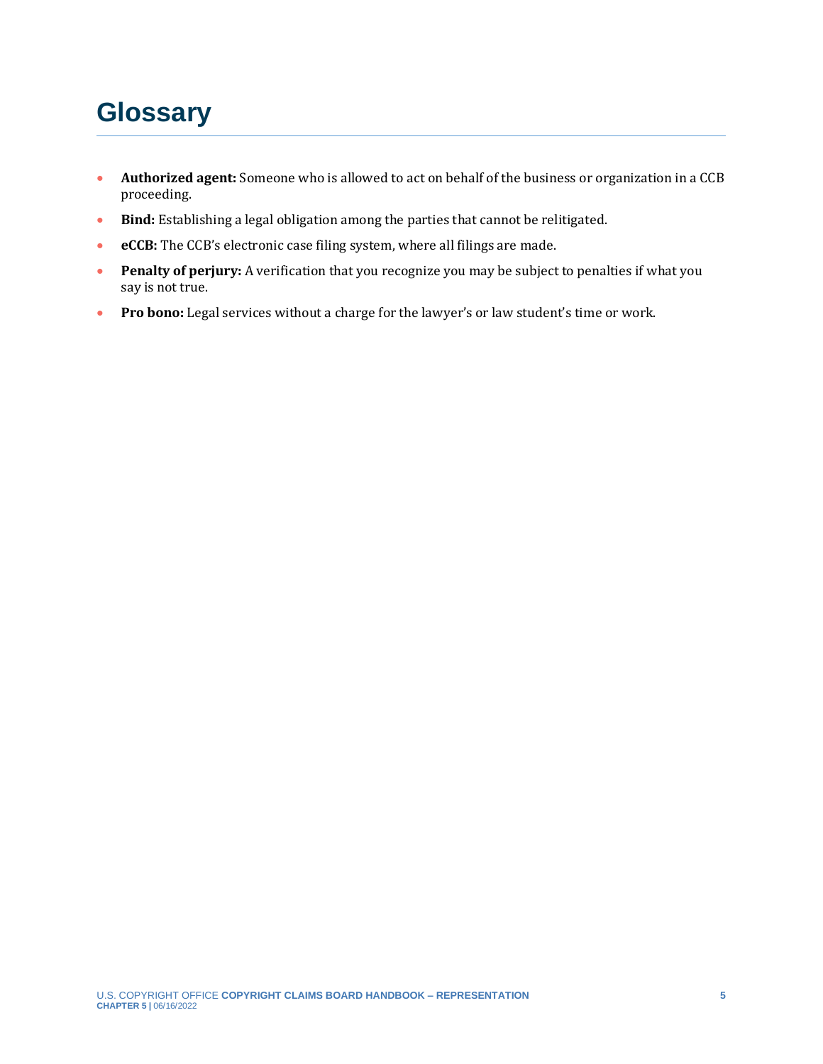# Glossary

- **Authorized agent:** Someone who is allowed to act on behalf of the business or organization in a CCB proceeding.
- **Bind:** Establishing a legal obligation among the parties that cannot be relitigated.
- **eCCB:** The CCB's electronic case filing system, where all filings are made.
- **Penalty of perjury:** A verification that you recognize you may be subject to penalties if what you say is not true.
- **Pro bono:** Legal services without a charge for the lawyer's or law student's time or work.